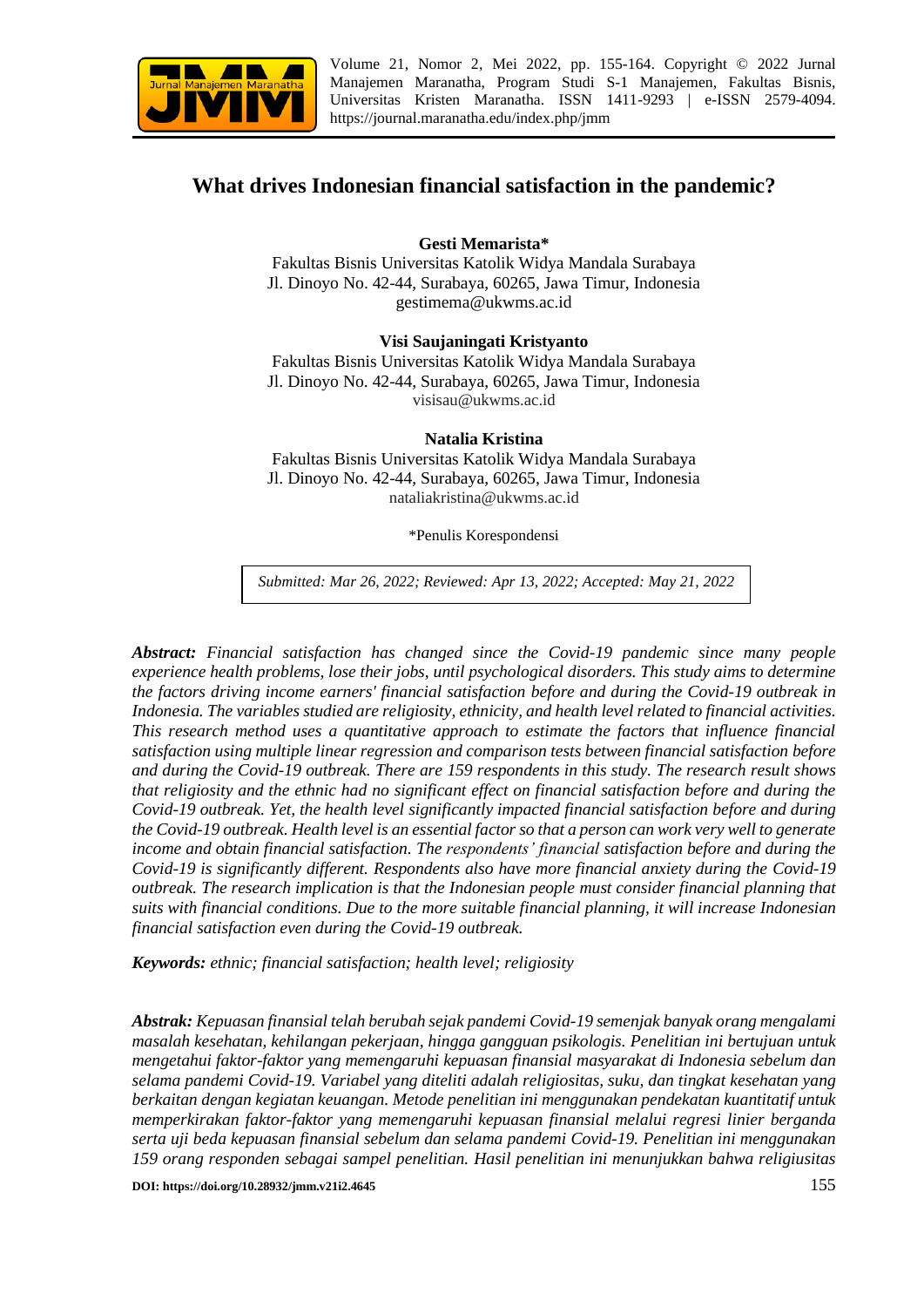# What drives Indonesian financial satisfaction in the pandemic?

**Gesti Memarista***
Fakultas Bisnis Universitas Katolik Widya Mandala Surabaya
Jl. Dinoyo No. 42-44, Surabaya, 60265, Jawa Timur, Indonesia
gestimema@ukwms.ac.id

**Visi Saujaningati Kristyanto**
Fakultas Bisnis Universitas Katolik Widya Mandala Surabaya
Jl. Dinoyo No. 42-44, Surabaya, 60265, Jawa Timur, Indonesia
visisau@ukwms.ac.id

**Natalia Kristina**
Fakultas Bisnis Universitas Katolik Widya Mandala Surabaya
Jl. Dinoyo No. 42-44, Surabaya, 60265, Jawa Timur, Indonesia
nataliakristina@ukwms.ac.id

*Penulis Korespondensi

*Submitted: Mar 26, 2022; Reviewed: Apr 13, 2022; Accepted: May 21, 2022*

***Abstract:*** *Financial satisfaction has changed since the Covid-19 pandemic since many people experience health problems, lose their jobs, until psychological disorders. This study aims to determine the factors driving income earners' financial satisfaction before and during the Covid-19 outbreak in Indonesia. The variables studied are religiosity, ethnicity, and health level related to financial activities. This research method uses a quantitative approach to estimate the factors that influence financial satisfaction using multiple linear regression and comparison tests between financial satisfaction before and during the Covid-19 outbreak. There are 159 respondents in this study. The research result shows that religiosity and the ethnic had no significant effect on financial satisfaction before and during the Covid-19 outbreak. Yet, the health level significantly impacted financial satisfaction before and during the Covid-19 outbreak. Health level is an essential factor so that a person can work very well to generate income and obtain financial satisfaction. The respondents' financial satisfaction before and during the Covid-19 is significantly different. Respondents also have more financial anxiety during the Covid-19 outbreak. The research implication is that the Indonesian people must consider financial planning that suits with financial conditions. Due to the more suitable financial planning, it will increase Indonesian financial satisfaction even during the Covid-19 outbreak.*

***Keywords:*** *ethnic; financial satisfaction; health level; religiosity*

***Abstrak:*** *Kepuasan finansial telah berubah sejak pandemi Covid-19 semenjak banyak orang mengalami masalah kesehatan, kehilangan pekerjaan, hingga gangguan psikologis. Penelitian ini bertujuan untuk mengetahui faktor-faktor yang memengaruhi kepuasan finansial masyarakat di Indonesia sebelum dan selama pandemi Covid-19. Variabel yang diteliti adalah religiositas, suku, dan tingkat kesehatan yang berkaitan dengan kegiatan keuangan. Metode penelitian ini menggunakan pendekatan kuantitatif untuk memperkirakan faktor-faktor yang memengaruhi kepuasan finansial melalui regresi linier berganda serta uji beda kepuasan finansial sebelum dan selama pandemi Covid-19. Penelitian ini menggunakan 159 orang responden sebagai sampel penelitian. Hasil penelitian ini menunjukkan bahwa religiusitas*

**DOI: https://doi.org/10.28932/jmm.v21i2.4645**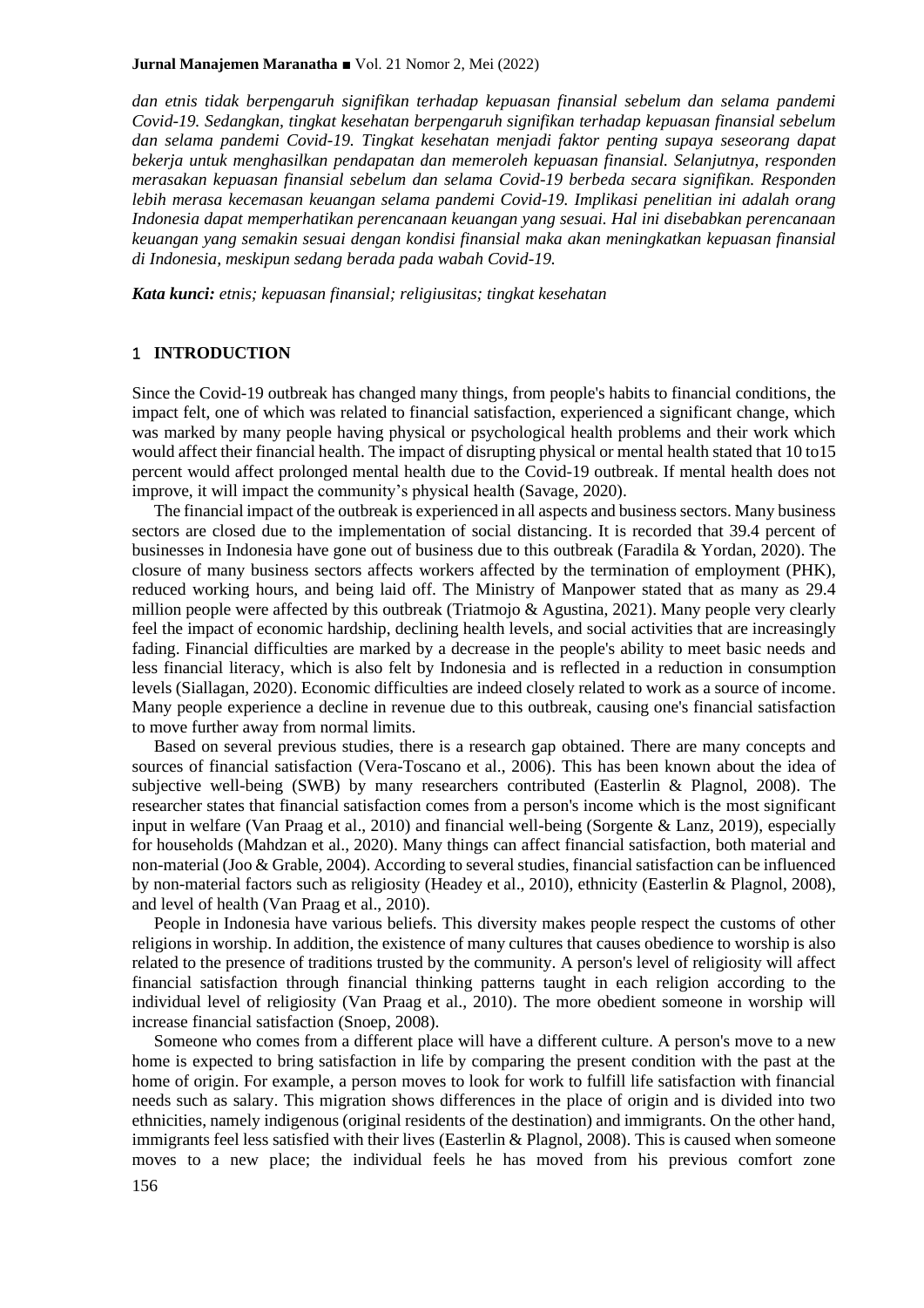*dan etnis tidak berpengaruh signifikan terhadap kepuasan finansial sebelum dan selama pandemi Covid-19. Sedangkan, tingkat kesehatan berpengaruh signifikan terhadap kepuasan finansial sebelum dan selama pandemi Covid-19. Tingkat kesehatan menjadi faktor penting supaya seseorang dapat bekerja untuk menghasilkan pendapatan dan memeroleh kepuasan finansial. Selanjutnya, responden merasakan kepuasan finansial sebelum dan selama Covid-19 berbeda secara signifikan. Responden lebih merasa kecemasan keuangan selama pandemi Covid-19. Implikasi penelitian ini adalah orang Indonesia dapat memperhatikan perencanaan keuangan yang sesuai. Hal ini disebabkan perencanaan keuangan yang semakin sesuai dengan kondisi finansial maka akan meningkatkan kepuasan finansial di Indonesia, meskipun sedang berada pada wabah Covid-19.*

***Kata kunci:*** *etnis; kepuasan finansial; religiusitas; tingkat kesehatan*

## 1 INTRODUCTION

Since the Covid-19 outbreak has changed many things, from people's habits to financial conditions, the impact felt, one of which was related to financial satisfaction, experienced a significant change, which was marked by many people having physical or psychological health problems and their work which would affect their financial health. The impact of disrupting physical or mental health stated that 10 to15 percent would affect prolonged mental health due to the Covid-19 outbreak. If mental health does not improve, it will impact the community's physical health (Savage, 2020).

The financial impact of the outbreak is experienced in all aspects and business sectors. Many business sectors are closed due to the implementation of social distancing. It is recorded that 39.4 percent of businesses in Indonesia have gone out of business due to this outbreak (Faradila & Yordan, 2020). The closure of many business sectors affects workers affected by the termination of employment (PHK), reduced working hours, and being laid off. The Ministry of Manpower stated that as many as 29.4 million people were affected by this outbreak (Triatmojo & Agustina, 2021). Many people very clearly feel the impact of economic hardship, declining health levels, and social activities that are increasingly fading. Financial difficulties are marked by a decrease in the people's ability to meet basic needs and less financial literacy, which is also felt by Indonesia and is reflected in a reduction in consumption levels (Siallagan, 2020). Economic difficulties are indeed closely related to work as a source of income. Many people experience a decline in revenue due to this outbreak, causing one's financial satisfaction to move further away from normal limits.

Based on several previous studies, there is a research gap obtained. There are many concepts and sources of financial satisfaction (Vera-Toscano et al., 2006). This has been known about the idea of subjective well-being (SWB) by many researchers contributed (Easterlin & Plagnol, 2008). The researcher states that financial satisfaction comes from a person's income which is the most significant input in welfare (Van Praag et al., 2010) and financial well-being (Sorgente & Lanz, 2019), especially for households (Mahdzan et al., 2020). Many things can affect financial satisfaction, both material and non-material (Joo & Grable, 2004). According to several studies, financial satisfaction can be influenced by non-material factors such as religiosity (Headey et al., 2010), ethnicity (Easterlin & Plagnol, 2008), and level of health (Van Praag et al., 2010).

People in Indonesia have various beliefs. This diversity makes people respect the customs of other religions in worship. In addition, the existence of many cultures that causes obedience to worship is also related to the presence of traditions trusted by the community. A person's level of religiosity will affect financial satisfaction through financial thinking patterns taught in each religion according to the individual level of religiosity (Van Praag et al., 2010). The more obedient someone in worship will increase financial satisfaction (Snoep, 2008).

Someone who comes from a different place will have a different culture. A person's move to a new home is expected to bring satisfaction in life by comparing the present condition with the past at the home of origin. For example, a person moves to look for work to fulfill life satisfaction with financial needs such as salary. This migration shows differences in the place of origin and is divided into two ethnicities, namely indigenous (original residents of the destination) and immigrants. On the other hand, immigrants feel less satisfied with their lives (Easterlin & Plagnol, 2008). This is caused when someone moves to a new place; the individual feels he has moved from his previous comfort zone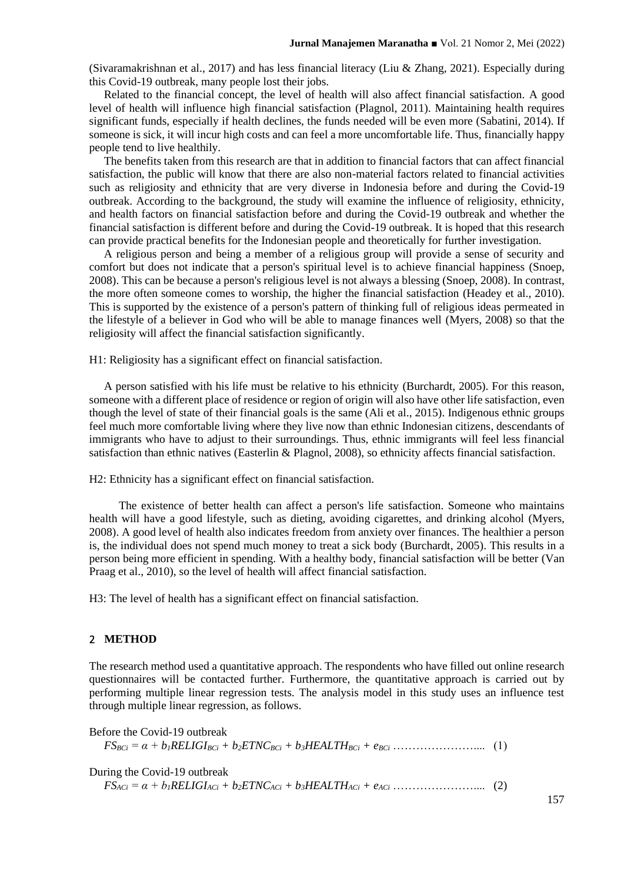(Sivaramakrishnan et al., 2017) and has less financial literacy (Liu & Zhang, 2021). Especially during this Covid-19 outbreak, many people lost their jobs.

Related to the financial concept, the level of health will also affect financial satisfaction. A good level of health will influence high financial satisfaction (Plagnol, 2011). Maintaining health requires significant funds, especially if health declines, the funds needed will be even more (Sabatini, 2014). If someone is sick, it will incur high costs and can feel a more uncomfortable life. Thus, financially happy people tend to live healthily.

The benefits taken from this research are that in addition to financial factors that can affect financial satisfaction, the public will know that there are also non-material factors related to financial activities such as religiosity and ethnicity that are very diverse in Indonesia before and during the Covid-19 outbreak. According to the background, the study will examine the influence of religiosity, ethnicity, and health factors on financial satisfaction before and during the Covid-19 outbreak and whether the financial satisfaction is different before and during the Covid-19 outbreak. It is hoped that this research can provide practical benefits for the Indonesian people and theoretically for further investigation.

A religious person and being a member of a religious group will provide a sense of security and comfort but does not indicate that a person's spiritual level is to achieve financial happiness (Snoep, 2008). This can be because a person's religious level is not always a blessing (Snoep, 2008). In contrast, the more often someone comes to worship, the higher the financial satisfaction (Headey et al., 2010). This is supported by the existence of a person's pattern of thinking full of religious ideas permeated in the lifestyle of a believer in God who will be able to manage finances well (Myers, 2008) so that the religiosity will affect the financial satisfaction significantly.

H1: Religiosity has a significant effect on financial satisfaction.

A person satisfied with his life must be relative to his ethnicity (Burchardt, 2005). For this reason, someone with a different place of residence or region of origin will also have other life satisfaction, even though the level of state of their financial goals is the same (Ali et al., 2015). Indigenous ethnic groups feel much more comfortable living where they live now than ethnic Indonesian citizens, descendants of immigrants who have to adjust to their surroundings. Thus, ethnic immigrants will feel less financial satisfaction than ethnic natives (Easterlin & Plagnol, 2008), so ethnicity affects financial satisfaction.

H2: Ethnicity has a significant effect on financial satisfaction.

The existence of better health can affect a person's life satisfaction. Someone who maintains health will have a good lifestyle, such as dieting, avoiding cigarettes, and drinking alcohol (Myers, 2008). A good level of health also indicates freedom from anxiety over finances. The healthier a person is, the individual does not spend much money to treat a sick body (Burchardt, 2005). This results in a person being more efficient in spending. With a healthy body, financial satisfaction will be better (Van Praag et al., 2010), so the level of health will affect financial satisfaction.

H3: The level of health has a significant effect on financial satisfaction.

## 2 METHOD

The research method used a quantitative approach. The respondents who have filled out online research questionnaires will be contacted further. Furthermore, the quantitative approach is carried out by performing multiple linear regression tests. The analysis model in this study uses an influence test through multiple linear regression, as follows.

Before the Covid-19 outbreak

$$FS_{BCi} = \alpha + b_1 RELIGI_{BCi} + b_2 ETNC_{BCi} + b_3 HEALTH_{BCi} + e_{BCi} \quad (1)$$

During the Covid-19 outbreak

$$FS_{ACi} = \alpha + b_1 RELIGI_{ACi} + b_2 ETNC_{ACi} + b_3 HEALTH_{ACi} + e_{ACi} \quad (2)$$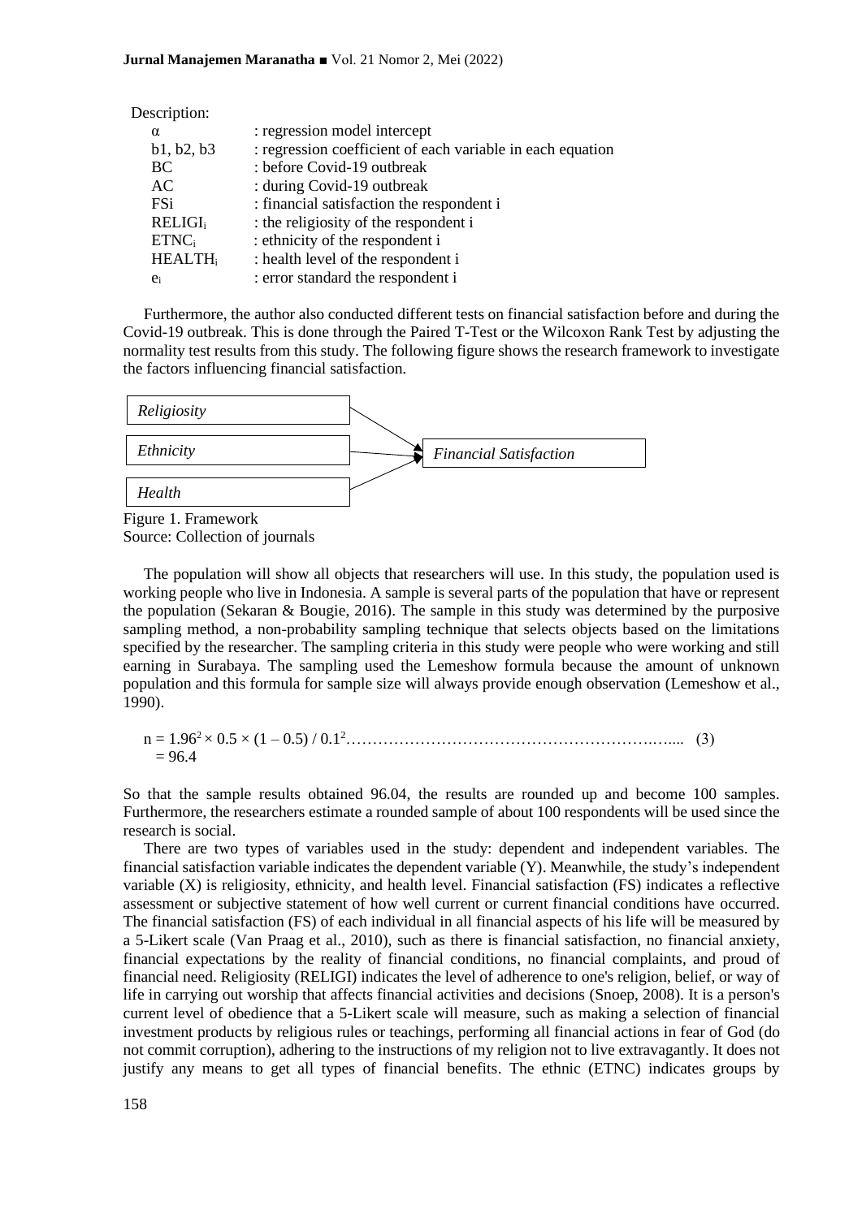Description:

| | |
|---|---|
| α | : regression model intercept |
| b1, b2, b3 | : regression coefficient of each variable in each equation |
| BC | : before Covid-19 outbreak |
| AC | : during Covid-19 outbreak |
| FSi | : financial satisfaction the respondent i |
| $RELIGI_i$ | : the religiosity of the respondent i |
| $ETNC_i$ | : ethnicity of the respondent i |
| $HEALTH_i$ | : health level of the respondent i |
| $e_i$ | : error standard the respondent i |

Furthermore, the author also conducted different tests on financial satisfaction before and during the Covid-19 outbreak. This is done through the Paired T-Test or the Wilcoxon Rank Test by adjusting the normality test results from this study. The following figure shows the research framework to investigate the factors influencing financial satisfaction.

*Religiosity* → *Financial Satisfaction*
*Ethnicity* → *Financial Satisfaction*
*Health* → *Financial Satisfaction*

Figure 1. Framework
Source: Collection of journals

The population will show all objects that researchers will use. In this study, the population used is working people who live in Indonesia. A sample is several parts of the population that have or represent the population (Sekaran & Bougie, 2016). The sample in this study was determined by the purposive sampling method, a non-probability sampling technique that selects objects based on the limitations specified by the researcher. The sampling criteria in this study were people who were working and still earning in Surabaya. The sampling used the Lemeshow formula because the amount of unknown population and this formula for sample size will always provide enough observation (Lemeshow et al., 1990).

$$n = 1.96^2 \times 0.5 \times (1 - 0.5) / 0.1^2 \quad (3)$$
$$= 96.4$$

So that the sample results obtained 96.04, the results are rounded up and become 100 samples. Furthermore, the researchers estimate a rounded sample of about 100 respondents will be used since the research is social.

There are two types of variables used in the study: dependent and independent variables. The financial satisfaction variable indicates the dependent variable (Y). Meanwhile, the study's independent variable (X) is religiosity, ethnicity, and health level. Financial satisfaction (FS) indicates a reflective assessment or subjective statement of how well current or current financial conditions have occurred. The financial satisfaction (FS) of each individual in all financial aspects of his life will be measured by a 5-Likert scale (Van Praag et al., 2010), such as there is financial satisfaction, no financial anxiety, financial expectations by the reality of financial conditions, no financial complaints, and proud of financial need. Religiosity (RELIGI) indicates the level of adherence to one's religion, belief, or way of life in carrying out worship that affects financial activities and decisions (Snoep, 2008). It is a person's current level of obedience that a 5-Likert scale will measure, such as making a selection of financial investment products by religious rules or teachings, performing all financial actions in fear of God (do not commit corruption), adhering to the instructions of my religion not to live extravagantly. It does not justify any means to get all types of financial benefits. The ethnic (ETNC) indicates groups by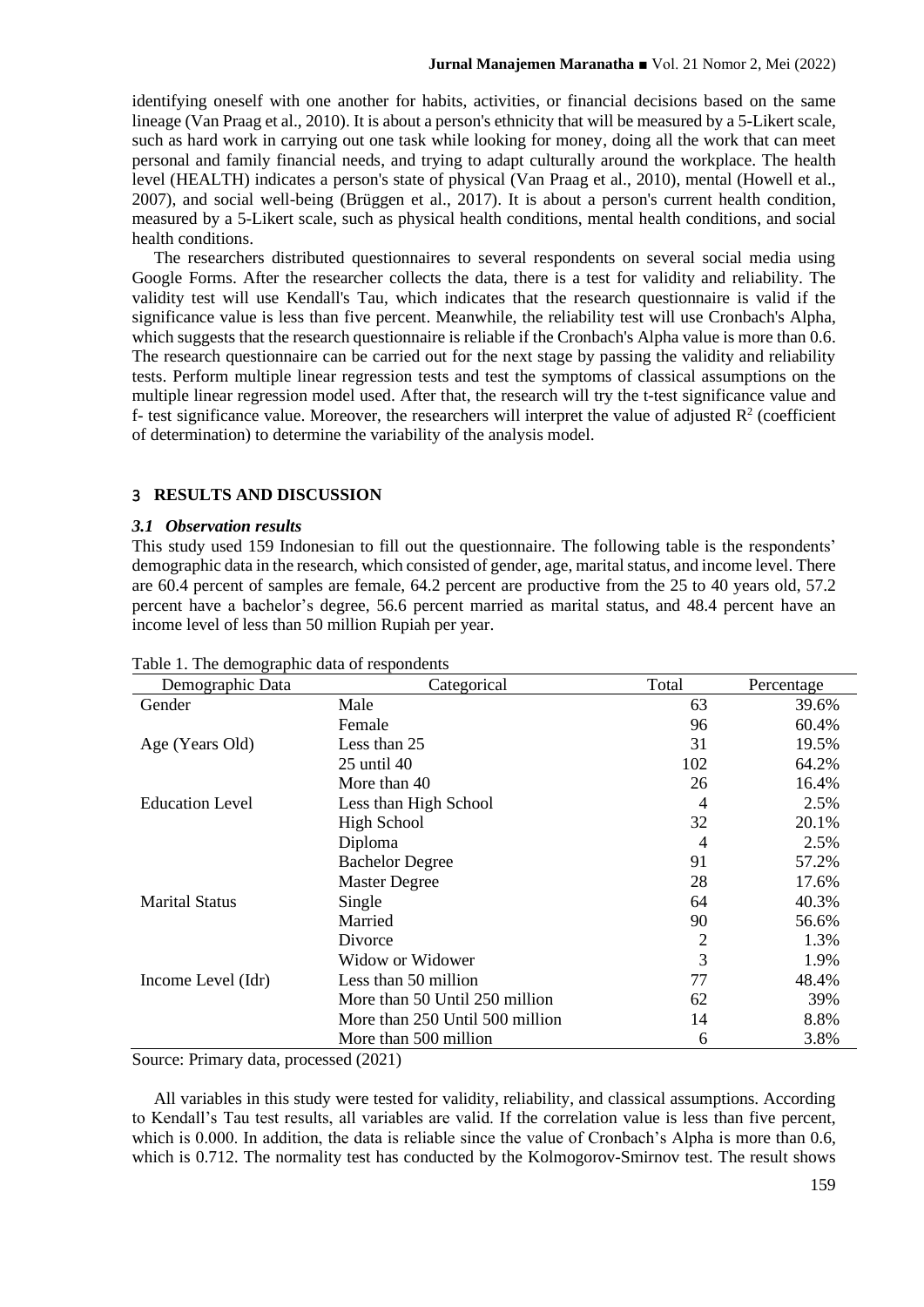identifying oneself with one another for habits, activities, or financial decisions based on the same lineage (Van Praag et al., 2010). It is about a person's ethnicity that will be measured by a 5-Likert scale, such as hard work in carrying out one task while looking for money, doing all the work that can meet personal and family financial needs, and trying to adapt culturally around the workplace. The health level (HEALTH) indicates a person's state of physical (Van Praag et al., 2010), mental (Howell et al., 2007), and social well-being (Brüggen et al., 2017). It is about a person's current health condition, measured by a 5-Likert scale, such as physical health conditions, mental health conditions, and social health conditions.

The researchers distributed questionnaires to several respondents on several social media using Google Forms. After the researcher collects the data, there is a test for validity and reliability. The validity test will use Kendall's Tau, which indicates that the research questionnaire is valid if the significance value is less than five percent. Meanwhile, the reliability test will use Cronbach's Alpha, which suggests that the research questionnaire is reliable if the Cronbach's Alpha value is more than 0.6. The research questionnaire can be carried out for the next stage by passing the validity and reliability tests. Perform multiple linear regression tests and test the symptoms of classical assumptions on the multiple linear regression model used. After that, the research will try the t-test significance value and f- test significance value. Moreover, the researchers will interpret the value of adjusted $R^2$ (coefficient of determination) to determine the variability of the analysis model.

## 3 RESULTS AND DISCUSSION

### *3.1 Observation results*

This study used 159 Indonesian to fill out the questionnaire. The following table is the respondents' demographic data in the research, which consisted of gender, age, marital status, and income level. There are 60.4 percent of samples are female, 64.2 percent are productive from the 25 to 40 years old, 57.2 percent have a bachelor's degree, 56.6 percent married as marital status, and 48.4 percent have an income level of less than 50 million Rupiah per year.

Table 1. The demographic data of respondents

| Demographic Data | Categorical | Total | Percentage |
|---|---|---|---|
| Gender | Male | 63 | 39.6% |
| | Female | 96 | 60.4% |
| Age (Years Old) | Less than 25 | 31 | 19.5% |
| | 25 until 40 | 102 | 64.2% |
| | More than 40 | 26 | 16.4% |
| Education Level | Less than High School | 4 | 2.5% |
| | High School | 32 | 20.1% |
| | Diploma | 4 | 2.5% |
| | Bachelor Degree | 91 | 57.2% |
| | Master Degree | 28 | 17.6% |
| Marital Status | Single | 64 | 40.3% |
| | Married | 90 | 56.6% |
| | Divorce | 2 | 1.3% |
| | Widow or Widower | 3 | 1.9% |
| Income Level (Idr) | Less than 50 million | 77 | 48.4% |
| | More than 50 Until 250 million | 62 | 39% |
| | More than 250 Until 500 million | 14 | 8.8% |
| | More than 500 million | 6 | 3.8% |

Source: Primary data, processed (2021)

All variables in this study were tested for validity, reliability, and classical assumptions. According to Kendall's Tau test results, all variables are valid. If the correlation value is less than five percent, which is 0.000. In addition, the data is reliable since the value of Cronbach's Alpha is more than 0.6, which is 0.712. The normality test has conducted by the Kolmogorov-Smirnov test. The result shows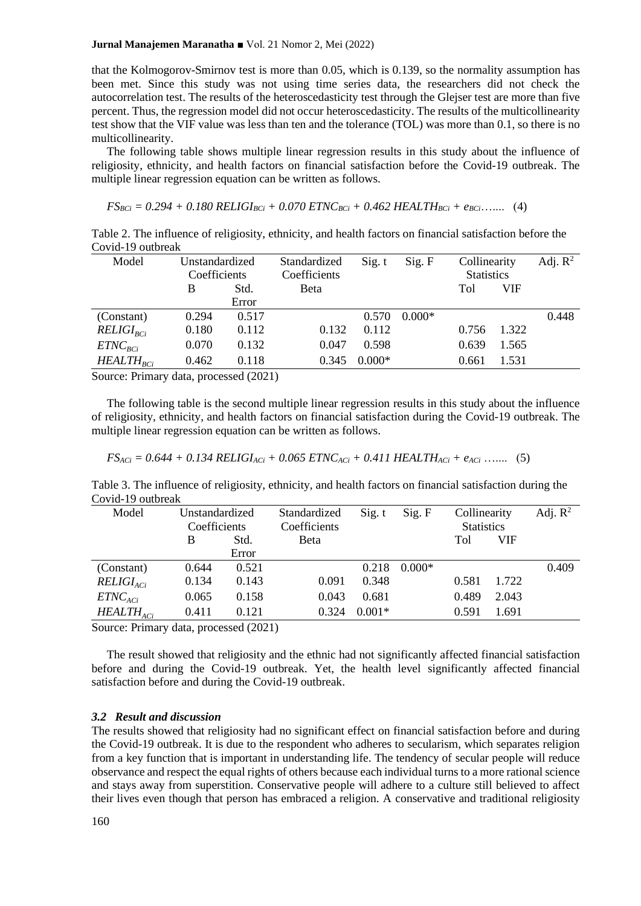that the Kolmogorov-Smirnov test is more than 0.05, which is 0.139, so the normality assumption has been met. Since this study was not using time series data, the researchers did not check the autocorrelation test. The results of the heteroscedasticity test through the Glejser test are more than five percent. Thus, the regression model did not occur heteroscedasticity. The results of the multicollinearity test show that the VIF value was less than ten and the tolerance (TOL) was more than 0.1, so there is no multicollinearity.

The following table shows multiple linear regression results in this study about the influence of religiosity, ethnicity, and health factors on financial satisfaction before the Covid-19 outbreak. The multiple linear regression equation can be written as follows.

$$FS_{BCi} = 0.294 + 0.180\ RELIGI_{BCi} + 0.070\ ETNC_{BCi} + 0.462\ HEALTH_{BCi} + e_{BCi} \ldots\ldots \quad (4)$$

Table 2. The influence of religiosity, ethnicity, and health factors on financial satisfaction before the Covid-19 outbreak

| Model | Unstandardized Coefficients | | Standardized Coefficients | Sig. t | Sig. F | Collinearity Statistics | | Adj. $R^2$ |
|---|---|---|---|---|---|---|---|---|
| | B | Std. Error | Beta | | | Tol | VIF | |
| (Constant) | 0.294 | 0.517 | | 0.570 | 0.000* | | | 0.448 |
| $RELIGI_{BCi}$ | 0.180 | 0.112 | 0.132 | 0.112 | | 0.756 | 1.322 | |
| $ETNC_{BCi}$ | 0.070 | 0.132 | 0.047 | 0.598 | | 0.639 | 1.565 | |
| $HEALTH_{BCi}$ | 0.462 | 0.118 | 0.345 | 0.000* | | 0.661 | 1.531 | |

Source: Primary data, processed (2021)

The following table is the second multiple linear regression results in this study about the influence of religiosity, ethnicity, and health factors on financial satisfaction during the Covid-19 outbreak. The multiple linear regression equation can be written as follows.

$$FS_{ACi} = 0.644 + 0.134\ RELIGI_{ACi} + 0.065\ ETNC_{ACi} + 0.411\ HEALTH_{ACi} + e_{ACi} \ldots\ldots \quad (5)$$

Table 3. The influence of religiosity, ethnicity, and health factors on financial satisfaction during the Covid-19 outbreak

| Model | Unstandardized Coefficients | | Standardized Coefficients | Sig. t | Sig. F | Collinearity Statistics | | Adj. $R^2$ |
|---|---|---|---|---|---|---|---|---|
| | B | Std. Error | Beta | | | Tol | VIF | |
| (Constant) | 0.644 | 0.521 | | 0.218 | 0.000* | | | 0.409 |
| $RELIGI_{ACi}$ | 0.134 | 0.143 | 0.091 | 0.348 | | 0.581 | 1.722 | |
| $ETNC_{ACi}$ | 0.065 | 0.158 | 0.043 | 0.681 | | 0.489 | 2.043 | |
| $HEALTH_{ACi}$ | 0.411 | 0.121 | 0.324 | 0.001* | | 0.591 | 1.691 | |

Source: Primary data, processed (2021)

The result showed that religiosity and the ethnic had not significantly affected financial satisfaction before and during the Covid-19 outbreak. Yet, the health level significantly affected financial satisfaction before and during the Covid-19 outbreak.

### *3.2 Result and discussion*

The results showed that religiosity had no significant effect on financial satisfaction before and during the Covid-19 outbreak. It is due to the respondent who adheres to secularism, which separates religion from a key function that is important in understanding life. The tendency of secular people will reduce observance and respect the equal rights of others because each individual turns to a more rational science and stays away from superstition. Conservative people will adhere to a culture still believed to affect their lives even though that person has embraced a religion. A conservative and traditional religiosity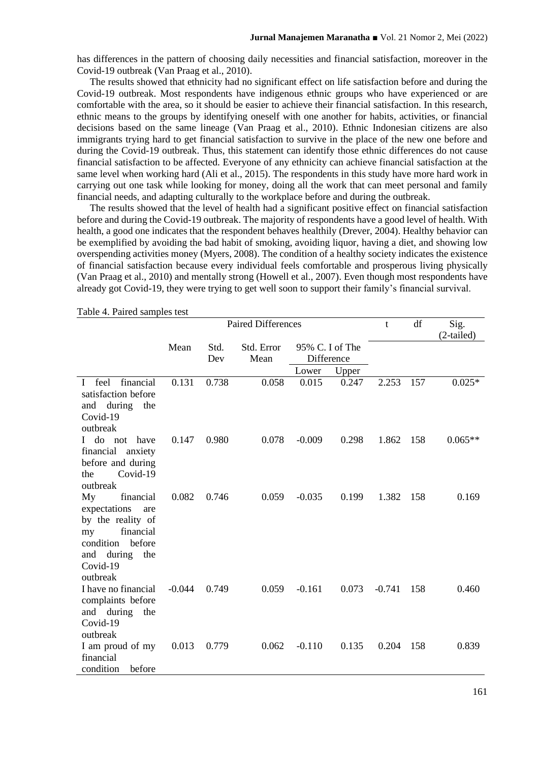has differences in the pattern of choosing daily necessities and financial satisfaction, moreover in the Covid-19 outbreak (Van Praag et al., 2010).

The results showed that ethnicity had no significant effect on life satisfaction before and during the Covid-19 outbreak. Most respondents have indigenous ethnic groups who have experienced or are comfortable with the area, so it should be easier to achieve their financial satisfaction. In this research, ethnic means to the groups by identifying oneself with one another for habits, activities, or financial decisions based on the same lineage (Van Praag et al., 2010). Ethnic Indonesian citizens are also immigrants trying hard to get financial satisfaction to survive in the place of the new one before and during the Covid-19 outbreak. Thus, this statement can identify those ethnic differences do not cause financial satisfaction to be affected. Everyone of any ethnicity can achieve financial satisfaction at the same level when working hard (Ali et al., 2015). The respondents in this study have more hard work in carrying out one task while looking for money, doing all the work that can meet personal and family financial needs, and adapting culturally to the workplace before and during the outbreak.

The results showed that the level of health had a significant positive effect on financial satisfaction before and during the Covid-19 outbreak. The majority of respondents have a good level of health. With health, a good one indicates that the respondent behaves healthily (Drever, 2004). Healthy behavior can be exemplified by avoiding the bad habit of smoking, avoiding liquor, having a diet, and showing low overspending activities money (Myers, 2008). The condition of a healthy society indicates the existence of financial satisfaction because every individual feels comfortable and prosperous living physically (Van Praag et al., 2010) and mentally strong (Howell et al., 2007). Even though most respondents have already got Covid-19, they were trying to get well soon to support their family's financial survival.

Table 4. Paired samples test

| | Paired Differences | | | | | t | df | Sig. (2-tailed) |
|---|---|---|---|---|---|---|---|---|
| | Mean | Std. Dev | Std. Error Mean | 95% C. I of The Difference | | | | |
| | | | | Lower | Upper | | | |
| I feel financial satisfaction before and during the Covid-19 outbreak | 0.131 | 0.738 | 0.058 | 0.015 | 0.247 | 2.253 | 157 | 0.025* |
| I do not have financial anxiety before and during the Covid-19 outbreak | 0.147 | 0.980 | 0.078 | -0.009 | 0.298 | 1.862 | 158 | 0.065** |
| My financial expectations are by the reality of my financial condition before and during the Covid-19 outbreak | 0.082 | 0.746 | 0.059 | -0.035 | 0.199 | 1.382 | 158 | 0.169 |
| I have no financial complaints before and during the Covid-19 outbreak | -0.044 | 0.749 | 0.059 | -0.161 | 0.073 | -0.741 | 158 | 0.460 |
| I am proud of my financial condition before | 0.013 | 0.779 | 0.062 | -0.110 | 0.135 | 0.204 | 158 | 0.839 |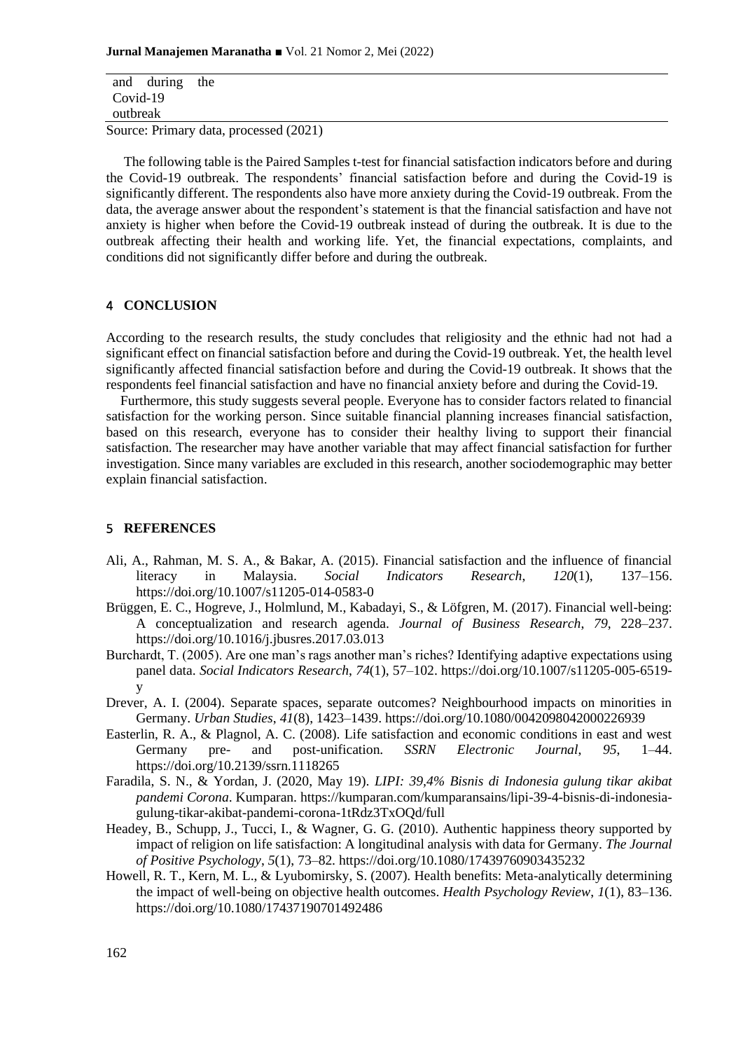| and during the Covid-19 outbreak |
|---|

Source: Primary data, processed (2021)

The following table is the Paired Samples t-test for financial satisfaction indicators before and during the Covid-19 outbreak. The respondents' financial satisfaction before and during the Covid-19 is significantly different. The respondents also have more anxiety during the Covid-19 outbreak. From the data, the average answer about the respondent's statement is that the financial satisfaction and have not anxiety is higher when before the Covid-19 outbreak instead of during the outbreak. It is due to the outbreak affecting their health and working life. Yet, the financial expectations, complaints, and conditions did not significantly differ before and during the outbreak.

## 4 CONCLUSION

According to the research results, the study concludes that religiosity and the ethnic had not had a significant effect on financial satisfaction before and during the Covid-19 outbreak. Yet, the health level significantly affected financial satisfaction before and during the Covid-19 outbreak. It shows that the respondents feel financial satisfaction and have no financial anxiety before and during the Covid-19.

Furthermore, this study suggests several people. Everyone has to consider factors related to financial satisfaction for the working person. Since suitable financial planning increases financial satisfaction, based on this research, everyone has to consider their healthy living to support their financial satisfaction. The researcher may have another variable that may affect financial satisfaction for further investigation. Since many variables are excluded in this research, another sociodemographic may better explain financial satisfaction.

## 5 REFERENCES

Ali, A., Rahman, M. S. A., & Bakar, A. (2015). Financial satisfaction and the influence of financial literacy in Malaysia. *Social Indicators Research*, *120*(1), 137–156. https://doi.org/10.1007/s11205-014-0583-0

Brüggen, E. C., Hogreve, J., Holmlund, M., Kabadayi, S., & Löfgren, M. (2017). Financial well-being: A conceptualization and research agenda. *Journal of Business Research*, *79*, 228–237. https://doi.org/10.1016/j.jbusres.2017.03.013

Burchardt, T. (2005). Are one man's rags another man's riches? Identifying adaptive expectations using panel data. *Social Indicators Research*, *74*(1), 57–102. https://doi.org/10.1007/s11205-005-6519-y

Drever, A. I. (2004). Separate spaces, separate outcomes? Neighbourhood impacts on minorities in Germany. *Urban Studies*, *41*(8), 1423–1439. https://doi.org/10.1080/0042098042000226939

Easterlin, R. A., & Plagnol, A. C. (2008). Life satisfaction and economic conditions in east and west Germany pre- and post-unification. *SSRN Electronic Journal*, *95*, 1–44. https://doi.org/10.2139/ssrn.1118265

Faradila, S. N., & Yordan, J. (2020, May 19). *LIPI: 39,4% Bisnis di Indonesia gulung tikar akibat pandemi Corona*. Kumparan. https://kumparan.com/kumparansains/lipi-39-4-bisnis-di-indonesia-gulung-tikar-akibat-pandemi-corona-1tRdz3TxOQd/full

Headey, B., Schupp, J., Tucci, I., & Wagner, G. G. (2010). Authentic happiness theory supported by impact of religion on life satisfaction: A longitudinal analysis with data for Germany. *The Journal of Positive Psychology*, *5*(1), 73–82. https://doi.org/10.1080/17439760903435232

Howell, R. T., Kern, M. L., & Lyubomirsky, S. (2007). Health benefits: Meta-analytically determining the impact of well-being on objective health outcomes. *Health Psychology Review*, *1*(1), 83–136. https://doi.org/10.1080/17437190701492486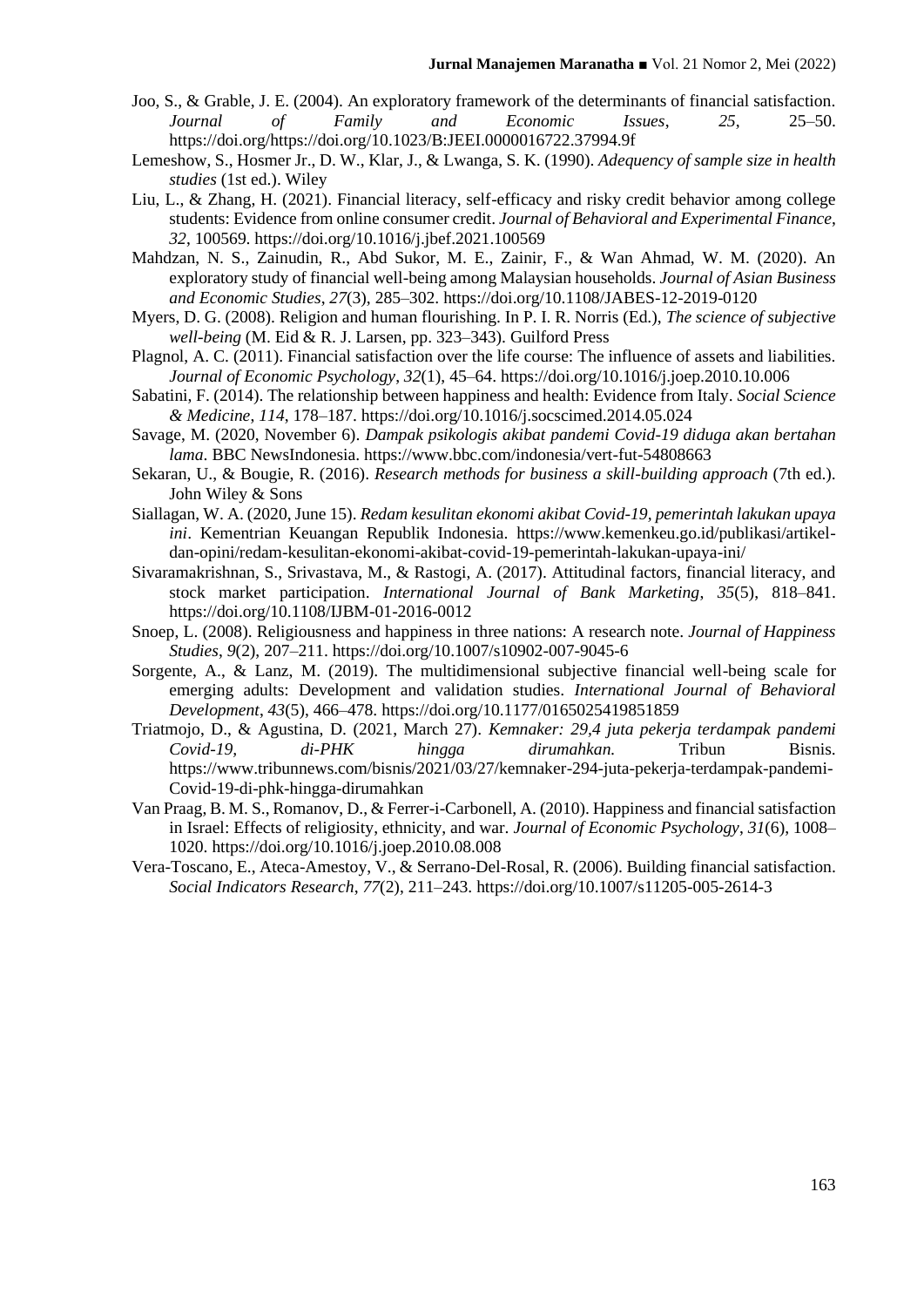Joo, S., & Grable, J. E. (2004). An exploratory framework of the determinants of financial satisfaction. *Journal of Family and Economic Issues*, *25*, 25–50. https://doi.org/https://doi.org/10.1023/B:JEEI.0000016722.37994.9f

Lemeshow, S., Hosmer Jr., D. W., Klar, J., & Lwanga, S. K. (1990). *Adequency of sample size in health studies* (1st ed.). Wiley

Liu, L., & Zhang, H. (2021). Financial literacy, self-efficacy and risky credit behavior among college students: Evidence from online consumer credit. *Journal of Behavioral and Experimental Finance*, *32*, 100569. https://doi.org/10.1016/j.jbef.2021.100569

Mahdzan, N. S., Zainudin, R., Abd Sukor, M. E., Zainir, F., & Wan Ahmad, W. M. (2020). An exploratory study of financial well-being among Malaysian households. *Journal of Asian Business and Economic Studies*, *27*(3), 285–302. https://doi.org/10.1108/JABES-12-2019-0120

Myers, D. G. (2008). Religion and human flourishing. In P. I. R. Norris (Ed.), *The science of subjective well-being* (M. Eid & R. J. Larsen, pp. 323–343). Guilford Press

Plagnol, A. C. (2011). Financial satisfaction over the life course: The influence of assets and liabilities. *Journal of Economic Psychology*, *32*(1), 45–64. https://doi.org/10.1016/j.joep.2010.10.006

Sabatini, F. (2014). The relationship between happiness and health: Evidence from Italy. *Social Science & Medicine*, *114*, 178–187. https://doi.org/10.1016/j.socscimed.2014.05.024

Savage, M. (2020, November 6). *Dampak psikologis akibat pandemi Covid-19 diduga akan bertahan lama*. BBC NewsIndonesia. https://www.bbc.com/indonesia/vert-fut-54808663

Sekaran, U., & Bougie, R. (2016). *Research methods for business a skill-building approach* (7th ed.). John Wiley & Sons

Siallagan, W. A. (2020, June 15). *Redam kesulitan ekonomi akibat Covid-19, pemerintah lakukan upaya ini*. Kementrian Keuangan Republik Indonesia. https://www.kemenkeu.go.id/publikasi/artikel-dan-opini/redam-kesulitan-ekonomi-akibat-covid-19-pemerintah-lakukan-upaya-ini/

Sivaramakrishnan, S., Srivastava, M., & Rastogi, A. (2017). Attitudinal factors, financial literacy, and stock market participation. *International Journal of Bank Marketing*, *35*(5), 818–841. https://doi.org/10.1108/IJBM-01-2016-0012

Snoep, L. (2008). Religiousness and happiness in three nations: A research note. *Journal of Happiness Studies*, *9*(2), 207–211. https://doi.org/10.1007/s10902-007-9045-6

Sorgente, A., & Lanz, M. (2019). The multidimensional subjective financial well-being scale for emerging adults: Development and validation studies. *International Journal of Behavioral Development*, *43*(5), 466–478. https://doi.org/10.1177/0165025419851859

Triatmojo, D., & Agustina, D. (2021, March 27). *Kemnaker: 29,4 juta pekerja terdampak pandemi Covid-19, di-PHK hingga dirumahkan.* Tribun Bisnis. https://www.tribunnews.com/bisnis/2021/03/27/kemnaker-294-juta-pekerja-terdampak-pandemi-Covid-19-di-phk-hingga-dirumahkan

Van Praag, B. M. S., Romanov, D., & Ferrer-i-Carbonell, A. (2010). Happiness and financial satisfaction in Israel: Effects of religiosity, ethnicity, and war. *Journal of Economic Psychology*, *31*(6), 1008–1020. https://doi.org/10.1016/j.joep.2010.08.008

Vera-Toscano, E., Ateca-Amestoy, V., & Serrano-Del-Rosal, R. (2006). Building financial satisfaction. *Social Indicators Research*, *77*(2), 211–243. https://doi.org/10.1007/s11205-005-2614-3